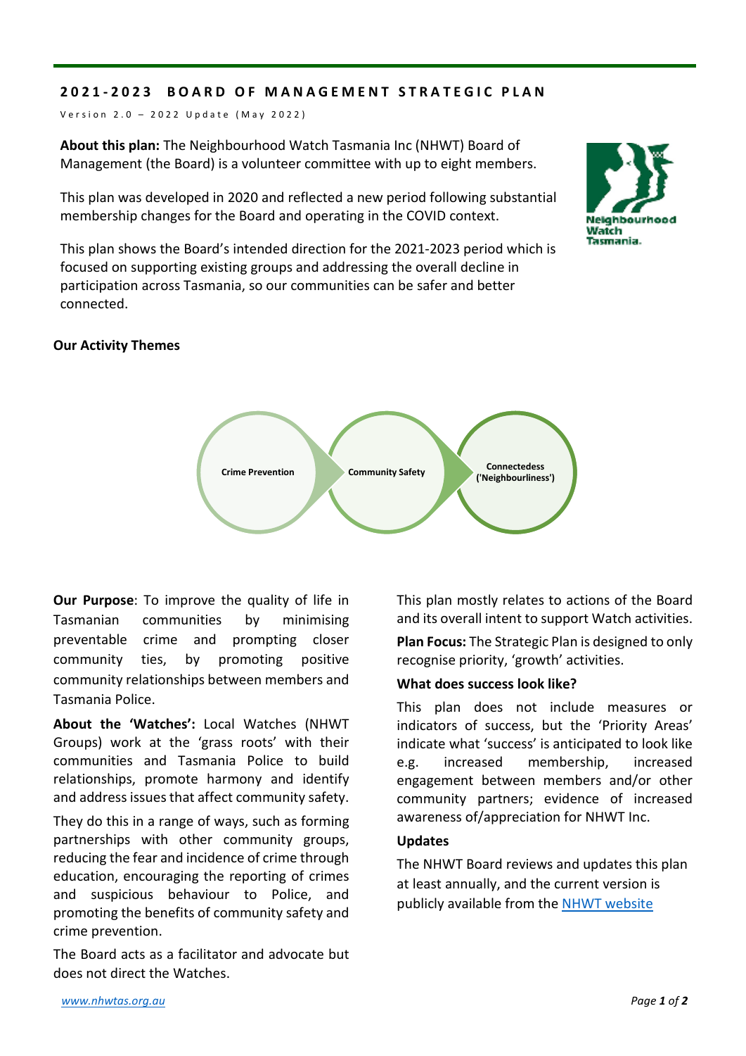# 2021-2023 BOARD OF MANAGEMENT STRATEGIC PLAN

Version 2.0 – 2022 Update (May 2022)

**About this plan:** The Neighbourhood Watch Tasmania Inc (NHWT) Board of Management (the Board) is a volunteer committee with up to eight members.

This plan was developed in 2020 and reflected a new period following substantial membership changes for the Board and operating in the COVID context.

This plan shows the Board's intended direction for the 2021-2023 period which is focused on supporting existing groups and addressing the overall decline in participation across Tasmania, so our communities can be safer and better connected.

Neighbourhood Watch Tasmania.

## Our Activity Themes

Crime Prevention → Community Safety → Connectedess ('Neighbourliness')

**Our Purpose**: To improve the quality of life in Tasmanian communities by minimising preventable crime and prompting closer community ties, by promoting positive community relationships between members and Tasmania Police.

**About the 'Watches':** Local Watches (NHWT Groups) work at the 'grass roots' with their communities and Tasmania Police to build relationships, promote harmony and identify and address issues that affect community safety.

They do this in a range of ways, such as forming partnerships with other community groups, reducing the fear and incidence of crime through education, encouraging the reporting of crimes and suspicious behaviour to Police, and promoting the benefits of community safety and crime prevention.

The Board acts as a facilitator and advocate but does not direct the Watches.

This plan mostly relates to actions of the Board and its overall intent to support Watch activities.

**Plan Focus:** The Strategic Plan is designed to only recognise priority, 'growth' activities.

### What does success look like?

This plan does not include measures or indicators of success, but the 'Priority Areas' indicate what 'success' is anticipated to look like e.g. increased membership, increased engagement between members and/or other community partners; evidence of increased awareness of/appreciation for NHWT Inc.

### Updates

The NHWT Board reviews and updates this plan at least annually, and the current version is publicly available from the [NHWT website](www.nhwtas.org.au)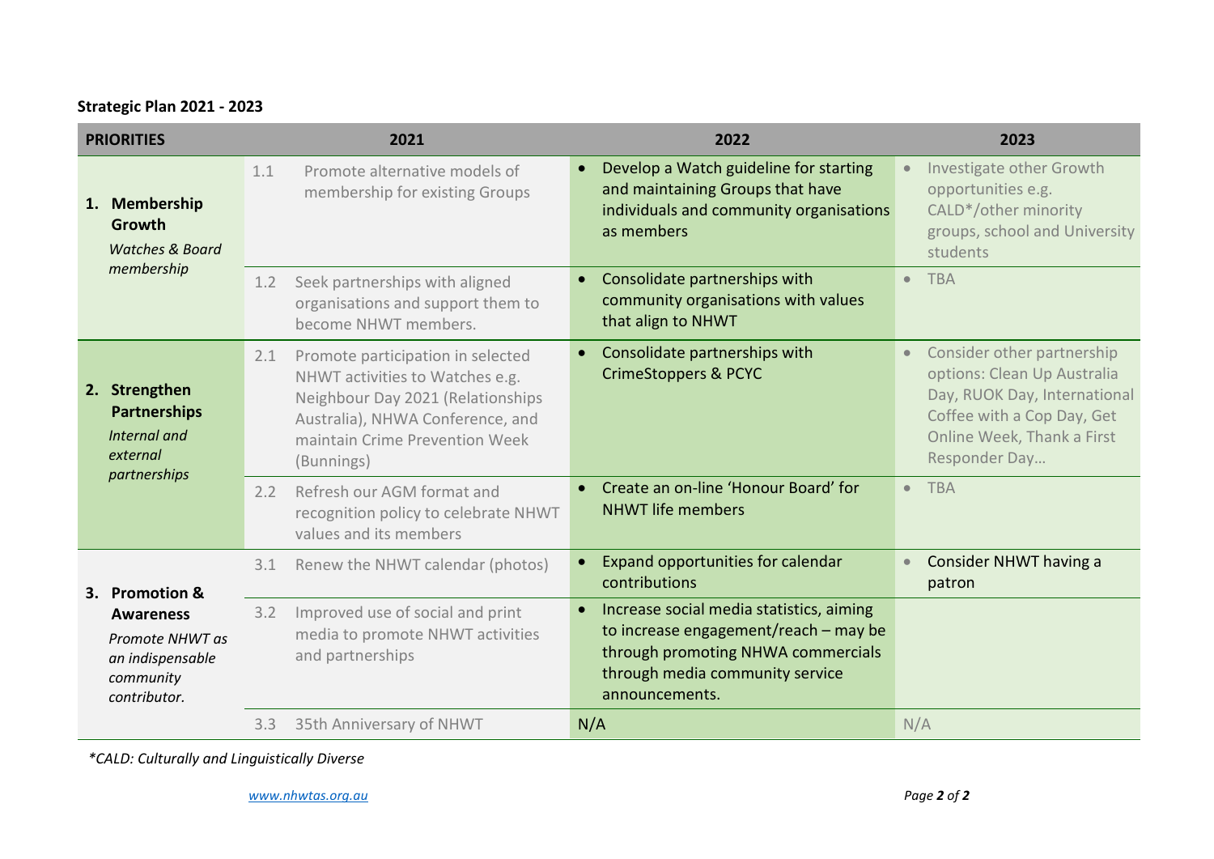**Strategic Plan 2021 - 2023**

| PRIORITIES | | 2021 | 2022 | 2023 |
|---|---|---|---|---|
| **1. Membership Growth** *Watches & Board membership* | 1.1 | Promote alternative models of membership for existing Groups | • Develop a Watch guideline for starting and maintaining Groups that have individuals and community organisations as members | • Investigate other Growth opportunities e.g. CALD*/other minority groups, school and University students |
| | 1.2 | Seek partnerships with aligned organisations and support them to become NHWT members. | • Consolidate partnerships with community organisations with values that align to NHWT | • TBA |
| **2. Strengthen Partnerships** *Internal and external partnerships* | 2.1 | Promote participation in selected NHWT activities to Watches e.g. Neighbour Day 2021 (Relationships Australia), NHWA Conference, and maintain Crime Prevention Week (Bunnings) | • Consolidate partnerships with CrimeStoppers & PCYC | • Consider other partnership options: Clean Up Australia Day, RUOK Day, International Coffee with a Cop Day, Get Online Week, Thank a First Responder Day… |
| | 2.2 | Refresh our AGM format and recognition policy to celebrate NHWT values and its members | • Create an on-line 'Honour Board' for NHWT life members | • TBA |
| **3. Promotion & Awareness** *Promote NHWT as an indispensable community contributor.* | 3.1 | Renew the NHWT calendar (photos) | • Expand opportunities for calendar contributions | • Consider NHWT having a patron |
| | 3.2 | Improved use of social and print media to promote NHWT activities and partnerships | • Increase social media statistics, aiming to increase engagement/reach – may be through promoting NHWA commercials through media community service announcements. | |
| | 3.3 | 35th Anniversary of NHWT | N/A | N/A |

*\*CALD: Culturally and Linguistically Diverse*

www.nhwtas.org.au